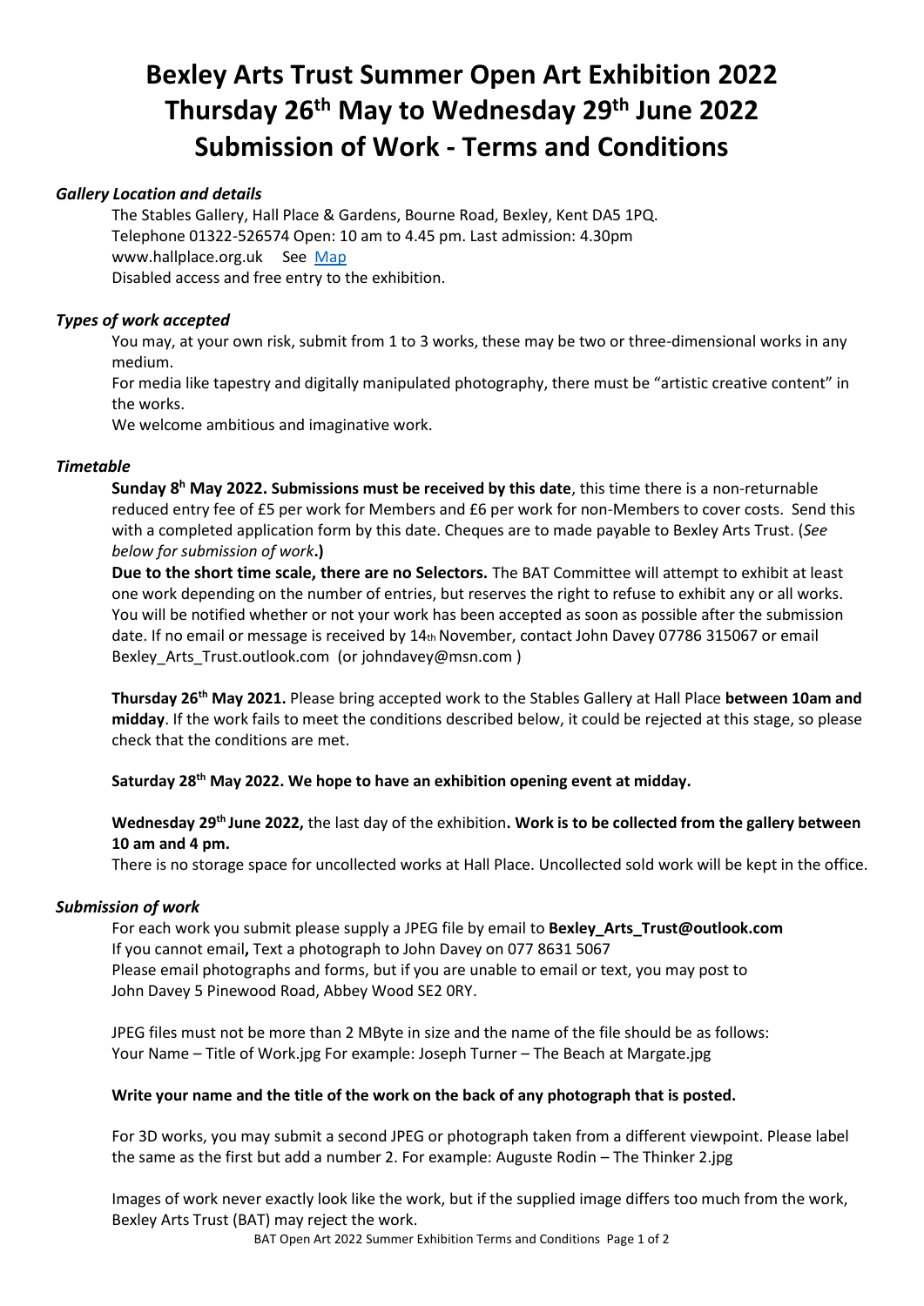# Bexley Arts Trust Summer Open Art Exhibition 2022
# Thursday 26th May to Wednesday 29th June 2022
# Submission of Work - Terms and Conditions

### *Gallery Location and details*

The Stables Gallery, Hall Place & Gardens, Bourne Road, Bexley, Kent DA5 1PQ.
Telephone 01322-526574 Open: 10 am to 4.45 pm. Last admission: 4.30pm
www.hallplace.org.uk See Map
Disabled access and free entry to the exhibition.

### *Types of work accepted*

You may, at your own risk, submit from 1 to 3 works, these may be two or three-dimensional works in any medium.
For media like tapestry and digitally manipulated photography, there must be "artistic creative content" in the works.
We welcome ambitious and imaginative work.

### *Timetable*

**Sunday 8h May 2022. Submissions must be received by this date**, this time there is a non-returnable reduced entry fee of £5 per work for Members and £6 per work for non-Members to cover costs. Send this with a completed application form by this date. Cheques are to made payable to Bexley Arts Trust. (*See below for submission of work*.**)**

**Due to the short time scale, there are no Selectors.** The BAT Committee will attempt to exhibit at least one work depending on the number of entries, but reserves the right to refuse to exhibit any or all works. You will be notified whether or not your work has been accepted as soon as possible after the submission date. If no email or message is received by 14th November, contact John Davey 07786 315067 or email Bexley_Arts_Trust.outlook.com (or johndavey@msn.com )

**Thursday 26th May 2021.** Please bring accepted work to the Stables Gallery at Hall Place **between 10am and midday**. If the work fails to meet the conditions described below, it could be rejected at this stage, so please check that the conditions are met.

**Saturday 28th May 2022. We hope to have an exhibition opening event at midday.**

**Wednesday 29th June 2022,** the last day of the exhibition**. Work is to be collected from the gallery between 10 am and 4 pm.**
There is no storage space for uncollected works at Hall Place. Uncollected sold work will be kept in the office.

### *Submission of work*

For each work you submit please supply a JPEG file by email to **Bexley_Arts_Trust@outlook.com**
If you cannot email**,** Text a photograph to John Davey on 077 8631 5067
Please email photographs and forms, but if you are unable to email or text, you may post to
John Davey 5 Pinewood Road, Abbey Wood SE2 0RY.

JPEG files must not be more than 2 MByte in size and the name of the file should be as follows:
Your Name – Title of Work.jpg For example: Joseph Turner – The Beach at Margate.jpg

**Write your name and the title of the work on the back of any photograph that is posted.**

For 3D works, you may submit a second JPEG or photograph taken from a different viewpoint. Please label the same as the first but add a number 2. For example: Auguste Rodin – The Thinker 2.jpg

Images of work never exactly look like the work, but if the supplied image differs too much from the work, Bexley Arts Trust (BAT) may reject the work.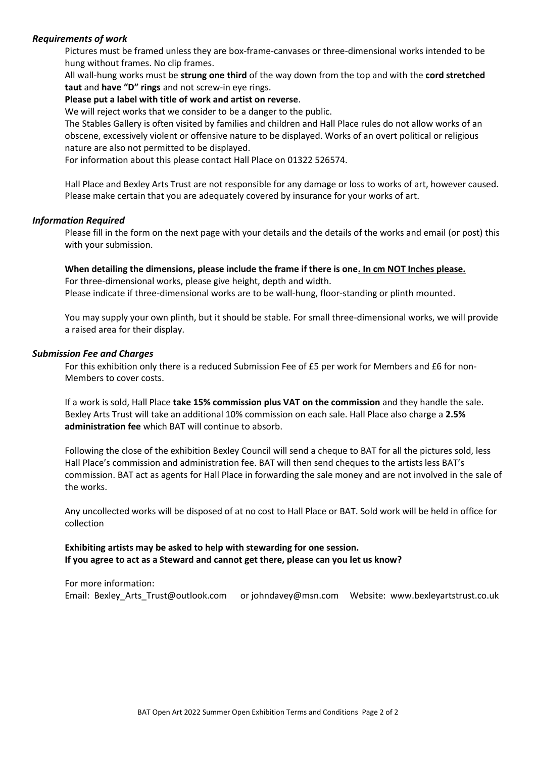### *Requirements of work*

Pictures must be framed unless they are box-frame-canvases or three-dimensional works intended to be hung without frames. No clip frames.

All wall-hung works must be **strung one third** of the way down from the top and with the **cord stretched taut** and **have "D" rings** and not screw-in eye rings.

**Please put a label with title of work and artist on reverse**.

We will reject works that we consider to be a danger to the public.

The Stables Gallery is often visited by families and children and Hall Place rules do not allow works of an obscene, excessively violent or offensive nature to be displayed. Works of an overt political or religious nature are also not permitted to be displayed.

For information about this please contact Hall Place on 01322 526574.

Hall Place and Bexley Arts Trust are not responsible for any damage or loss to works of art, however caused. Please make certain that you are adequately covered by insurance for your works of art.

### *Information Required*

Please fill in the form on the next page with your details and the details of the works and email (or post) this with your submission.

**When detailing the dimensions, please include the frame if there is one. <u>In cm NOT Inches please.</u>**

For three-dimensional works, please give height, depth and width.

Please indicate if three-dimensional works are to be wall-hung, floor-standing or plinth mounted.

You may supply your own plinth, but it should be stable. For small three-dimensional works, we will provide a raised area for their display.

### *Submission Fee and Charges*

For this exhibition only there is a reduced Submission Fee of £5 per work for Members and £6 for non-Members to cover costs.

If a work is sold, Hall Place **take 15% commission plus VAT on the commission** and they handle the sale. Bexley Arts Trust will take an additional 10% commission on each sale. Hall Place also charge a **2.5% administration fee** which BAT will continue to absorb.

Following the close of the exhibition Bexley Council will send a cheque to BAT for all the pictures sold, less Hall Place's commission and administration fee. BAT will then send cheques to the artists less BAT's commission. BAT act as agents for Hall Place in forwarding the sale money and are not involved in the sale of the works.

Any uncollected works will be disposed of at no cost to Hall Place or BAT. Sold work will be held in office for collection

**Exhibiting artists may be asked to help with stewarding for one session.**
**If you agree to act as a Steward and cannot get there, please can you let us know?**

For more information:
Email: Bexley_Arts_Trust@outlook.com or johndavey@msn.com Website: www.bexleyartstrust.co.uk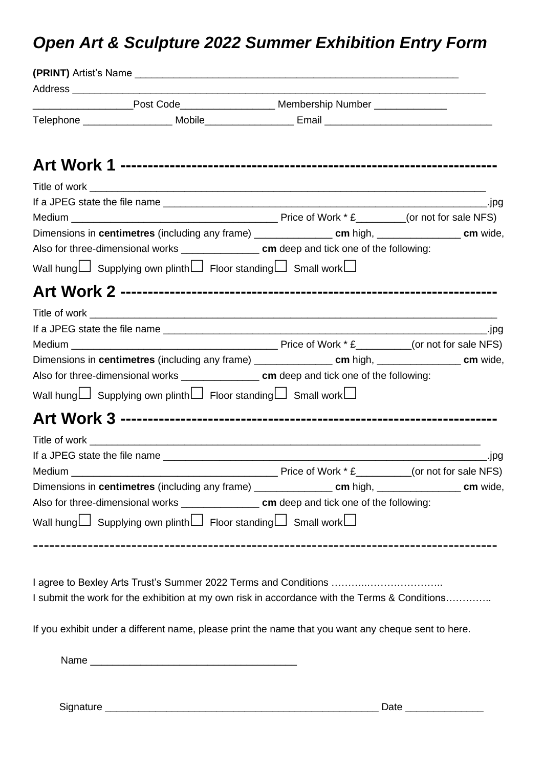# *Open Art & Sculpture 2022 Summer Exhibition Entry Form*

**(PRINT)** Artist's Name ___________________________________________________________

Address ______________________________________________________________________

_________________Post Code________________ Membership Number _____________

Telephone ________________ Mobile________________ Email ______________________________

## Art Work 1 ------------------------------------------------------------------

Title of work _________________________________________________________________________

If a JPEG state the file name ______________________________________________________________.jpg

Medium ______________________________________ Price of Work * £_________(or not for sale NFS)

Dimensions in **centimetres** (including any frame) ______________ **cm** high, _______________ **cm** wide,

Also for three-dimensional works ______________ **cm** deep and tick one of the following:

Wall hung☐ Supplying own plinth☐ Floor standing☐ Small work☐

## Art Work 2 ------------------------------------------------------------------

Title of work _________________________________________________________________________

If a JPEG state the file name ______________________________________________________________.jpg

Medium ______________________________________ Price of Work * £__________(or not for sale NFS)

Dimensions in **centimetres** (including any frame) ______________ **cm** high, _______________ **cm** wide,

Also for three-dimensional works ______________ **cm** deep and tick one of the following:

Wall hung☐ Supplying own plinth☐ Floor standing☐ Small work☐

## Art Work 3 ------------------------------------------------------------------

Title of work _________________________________________________________________________

If a JPEG state the file name ______________________________________________________________.jpg

Medium ______________________________________ Price of Work * £__________(or not for sale NFS)

Dimensions in **centimetres** (including any frame) ______________ **cm** high, _______________ **cm** wide,

Also for three-dimensional works ______________ **cm** deep and tick one of the following:

Wall hung☐ Supplying own plinth☐ Floor standing☐ Small work☐

---

I agree to Bexley Arts Trust's Summer 2022 Terms and Conditions ………..…………………..

I submit the work for the exhibition at my own risk in accordance with the Terms & Conditions…………..

If you exhibit under a different name, please print the name that you want any cheque sent to here.

Name ____________________________________

Signature ___________________________________________________ Date ______________